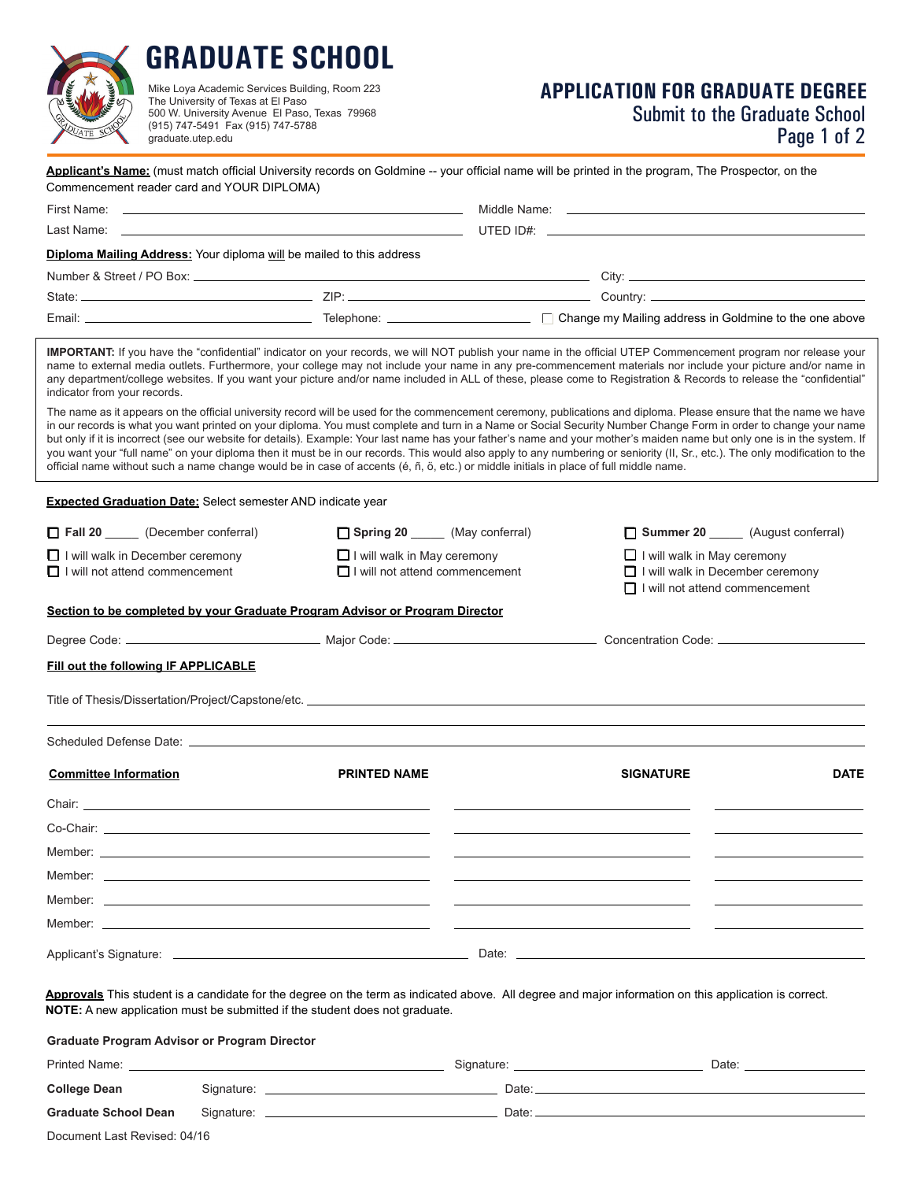# GRADUATE SCHOOL

Mike Loya Academic Services Building, Room 223
The University of Texas at El Paso
500 W. University Avenue El Paso, Texas 79968
(915) 747-5491 Fax (915) 747-5788
graduate.utep.edu

## APPLICATION FOR GRADUATE DEGREE

Submit to the Graduate School

---

**Applicant's Name:** (must match official University records on Goldmine -- your official name will be printed in the program, The Prospector, on the Commencement reader card and YOUR DIPLOMA)

First Name: ____________________ Middle Name: ____________________

Last Name: ____________________ UTED ID#: ____________________

**Diploma Mailing Address:** Your diploma will be mailed to this address

Number & Street / PO Box: ____________________ City: ____________________

State: ____________________ ZIP: ____________________ Country: ____________________

Email: ____________________ Telephone: ____________________ ☐ Change my Mailing address in Goldmine to the one above

**IMPORTANT:** If you have the "confidential" indicator on your records, we will NOT publish your name in the official UTEP Commencement program nor release your name to external media outlets. Furthermore, your college may not include your name in any pre-commencement materials nor include your picture and/or name in any department/college websites. If you want your picture and/or name included in ALL of these, please come to Registration & Records to release the "confidential" indicator from your records.

The name as it appears on the official university record will be used for the commencement ceremony, publications and diploma. Please ensure that the name we have in our records is what you want printed on your diploma. You must complete and turn in a Name or Social Security Number Change Form in order to change your name but only if it is incorrect (see our website for details). Example: Your last name has your father's name and your mother's maiden name but only one is in the system. If you want your "full name" on your diploma then it must be in our records. This would also apply to any numbering or seniority (II, Sr., etc.). The only modification to the official name without such a name change would be in case of accents (é, ñ, ö, etc.) or middle initials in place of full middle name.

**Expected Graduation Date:** Select semester AND indicate year

| ☐ **Fall 20** _____ (December conferral) | ☐ **Spring 20** _____ (May conferral) | ☐ **Summer 20** _____ (August conferral) |
|---|---|---|
| ☐ I will walk in December ceremony | ☐ I will walk in May ceremony | ☐ I will walk in May ceremony |
| ☐ I will not attend commencement | ☐ I will not attend commencement | ☐ I will walk in December ceremony |
| | | ☐ I will not attend commencement |

**Section to be completed by your Graduate Program Advisor or Program Director**

Degree Code: ____________________ Major Code: ____________________ Concentration Code: ____________________

**Fill out the following IF APPLICABLE**

Title of Thesis/Dissertation/Project/Capstone/etc. ________________________________________

________________________________________

Scheduled Defense Date: ________________________________________

| **Committee Information** | **PRINTED NAME** | **SIGNATURE** | **DATE** |
|---|---|---|---|
| Chair: | | | |
| Co-Chair: | | | |
| Member: | | | |
| Member: | | | |
| Member: | | | |
| Member: | | | |

Applicant's Signature: ____________________ Date: ____________________

**Approvals** This student is a candidate for the degree on the term as indicated above. All degree and major information on this application is correct.
**NOTE:** A new application must be submitted if the student does not graduate.

**Graduate Program Advisor or Program Director**

Printed Name: ____________________ Signature: ____________________ Date: ____________________

**College Dean** Signature: ____________________ Date: ____________________

**Graduate School Dean** Signature: ____________________ Date: ____________________

Document Last Revised: 04/16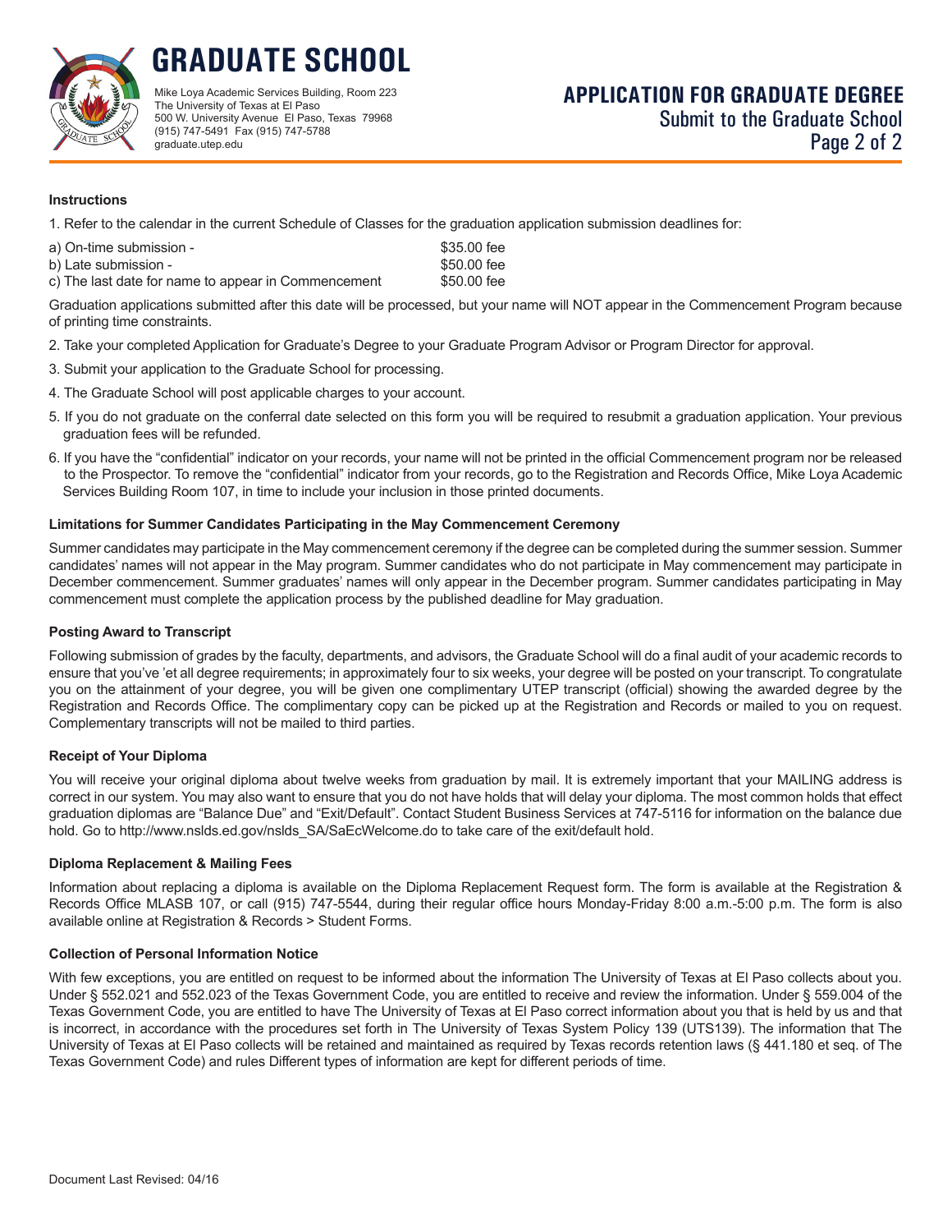# GRADUATE SCHOOL

Mike Loya Academic Services Building, Room 223
The University of Texas at El Paso
500 W. University Avenue El Paso, Texas 79968
(915) 747-5491 Fax (915) 747-5788
graduate.utep.edu

## APPLICATION FOR GRADUATE DEGREE

Submit to the Graduate School

**Instructions**

1. Refer to the calendar in the current Schedule of Classes for the graduation application submission deadlines for:

| | |
|---|---|
| a) On-time submission - | $35.00 fee |
| b) Late submission - | $50.00 fee |
| c) The last date for name to appear in Commencement | $50.00 fee |

Graduation applications submitted after this date will be processed, but your name will NOT appear in the Commencement Program because of printing time constraints.

2. Take your completed Application for Graduate's Degree to your Graduate Program Advisor or Program Director for approval.
3. Submit your application to the Graduate School for processing.
4. The Graduate School will post applicable charges to your account.
5. If you do not graduate on the conferral date selected on this form you will be required to resubmit a graduation application. Your previous graduation fees will be refunded.
6. If you have the "confidential" indicator on your records, your name will not be printed in the official Commencement program nor be released to the Prospector. To remove the "confidential" indicator from your records, go to the Registration and Records Office, Mike Loya Academic Services Building Room 107, in time to include your inclusion in those printed documents.

**Limitations for Summer Candidates Participating in the May Commencement Ceremony**

Summer candidates may participate in the May commencement ceremony if the degree can be completed during the summer session. Summer candidates' names will not appear in the May program. Summer candidates who do not participate in May commencement may participate in December commencement. Summer graduates' names will only appear in the December program. Summer candidates participating in May commencement must complete the application process by the published deadline for May graduation.

**Posting Award to Transcript**

Following submission of grades by the faculty, departments, and advisors, the Graduate School will do a final audit of your academic records to ensure that you've 'et all degree requirements; in approximately four to six weeks, your degree will be posted on your transcript. To congratulate you on the attainment of your degree, you will be given one complimentary UTEP transcript (official) showing the awarded degree by the Registration and Records Office. The complimentary copy can be picked up at the Registration and Records or mailed to you on request. Complementary transcripts will not be mailed to third parties.

**Receipt of Your Diploma**

You will receive your original diploma about twelve weeks from graduation by mail. It is extremely important that your MAILING address is correct in our system. You may also want to ensure that you do not have holds that will delay your diploma. The most common holds that effect graduation diplomas are "Balance Due" and "Exit/Default". Contact Student Business Services at 747-5116 for information on the balance due hold. Go to http://www.nslds.ed.gov/nslds_SA/SaEcWelcome.do to take care of the exit/default hold.

**Diploma Replacement & Mailing Fees**

Information about replacing a diploma is available on the Diploma Replacement Request form. The form is available at the Registration & Records Office MLASB 107, or call (915) 747-5544, during their regular office hours Monday-Friday 8:00 a.m.-5:00 p.m. The form is also available online at Registration & Records > Student Forms.

**Collection of Personal Information Notice**

With few exceptions, you are entitled on request to be informed about the information The University of Texas at El Paso collects about you. Under § 552.021 and 552.023 of the Texas Government Code, you are entitled to receive and review the information. Under § 559.004 of the Texas Government Code, you are entitled to have The University of Texas at El Paso correct information about you that is held by us and that is incorrect, in accordance with the procedures set forth in The University of Texas System Policy 139 (UTS139). The information that The University of Texas at El Paso collects will be retained and maintained as required by Texas records retention laws (§ 441.180 et seq. of The Texas Government Code) and rules Different types of information are kept for different periods of time.

Document Last Revised: 04/16